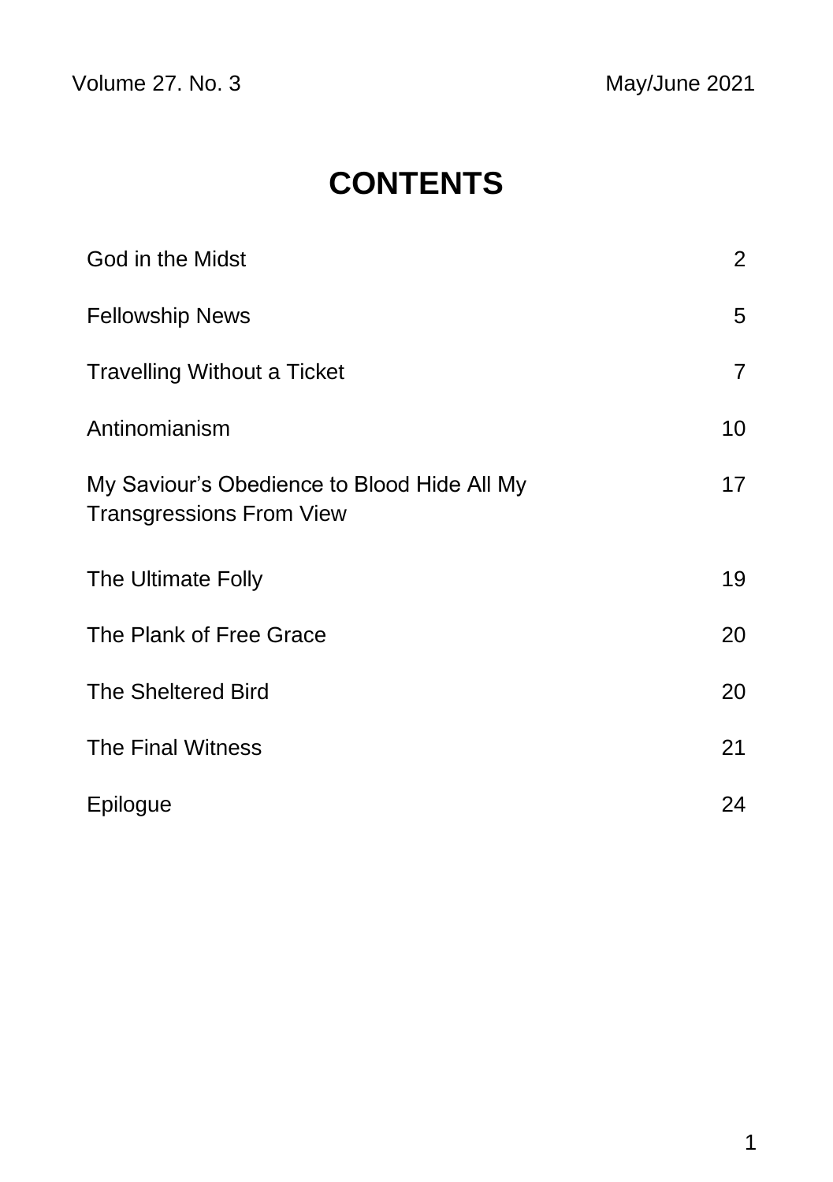Volume 27. No. 3 May/June 2021

# CONTENTS

| | |
|---|---|
| God in the Midst | 2 |
| Fellowship News | 5 |
| Travelling Without a Ticket | 7 |
| Antinomianism | 10 |
| My Saviour's Obedience to Blood Hide All My Transgressions From View | 17 |
| The Ultimate Folly | 19 |
| The Plank of Free Grace | 20 |
| The Sheltered Bird | 20 |
| The Final Witness | 21 |
| Epilogue | 24 |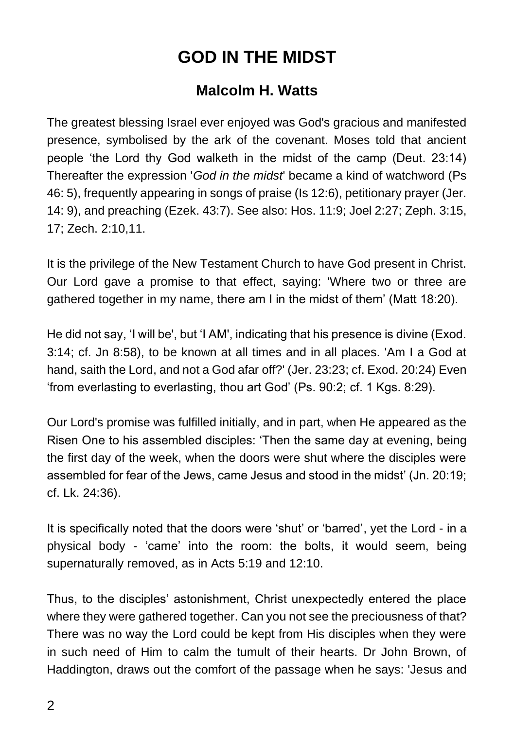# GOD IN THE MIDST

## Malcolm H. Watts

The greatest blessing Israel ever enjoyed was God's gracious and manifested presence, symbolised by the ark of the covenant. Moses told that ancient people 'the Lord thy God walketh in the midst of the camp (Deut. 23:14) Thereafter the expression '*God in the midst*' became a kind of watchword (Ps 46: 5), frequently appearing in songs of praise (Is 12:6), petitionary prayer (Jer. 14: 9), and preaching (Ezek. 43:7). See also: Hos. 11:9; Joel 2:27; Zeph. 3:15, 17; Zech. 2:10,11.

It is the privilege of the New Testament Church to have God present in Christ. Our Lord gave a promise to that effect, saying: 'Where two or three are gathered together in my name, there am I in the midst of them' (Matt 18:20).

He did not say, 'I will be', but 'I AM', indicating that his presence is divine (Exod. 3:14; cf. Jn 8:58), to be known at all times and in all places. 'Am I a God at hand, saith the Lord, and not a God afar off?' (Jer. 23:23; cf. Exod. 20:24) Even 'from everlasting to everlasting, thou art God' (Ps. 90:2; cf. 1 Kgs. 8:29).

Our Lord's promise was fulfilled initially, and in part, when He appeared as the Risen One to his assembled disciples: 'Then the same day at evening, being the first day of the week, when the doors were shut where the disciples were assembled for fear of the Jews, came Jesus and stood in the midst' (Jn. 20:19; cf. Lk. 24:36).

It is specifically noted that the doors were 'shut' or 'barred', yet the Lord - in a physical body - 'came' into the room: the bolts, it would seem, being supernaturally removed, as in Acts 5:19 and 12:10.

Thus, to the disciples' astonishment, Christ unexpectedly entered the place where they were gathered together. Can you not see the preciousness of that? There was no way the Lord could be kept from His disciples when they were in such need of Him to calm the tumult of their hearts. Dr John Brown, of Haddington, draws out the comfort of the passage when he says: 'Jesus and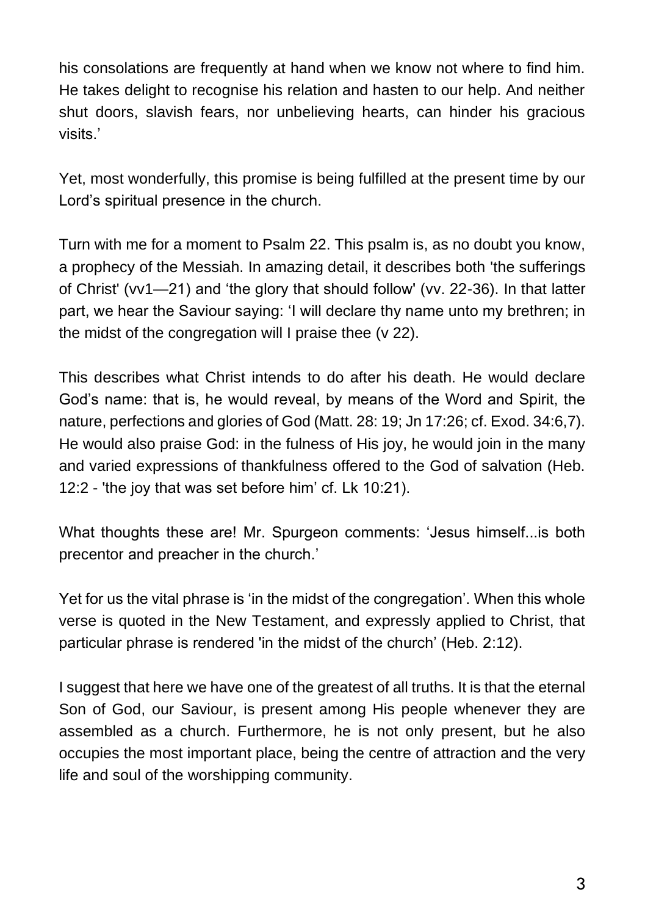his consolations are frequently at hand when we know not where to find him. He takes delight to recognise his relation and hasten to our help. And neither shut doors, slavish fears, nor unbelieving hearts, can hinder his gracious visits.'

Yet, most wonderfully, this promise is being fulfilled at the present time by our Lord's spiritual presence in the church.

Turn with me for a moment to Psalm 22. This psalm is, as no doubt you know, a prophecy of the Messiah. In amazing detail, it describes both 'the sufferings of Christ' (vv1—21) and 'the glory that should follow' (vv. 22-36). In that latter part, we hear the Saviour saying: 'I will declare thy name unto my brethren; in the midst of the congregation will I praise thee (v 22).

This describes what Christ intends to do after his death. He would declare God's name: that is, he would reveal, by means of the Word and Spirit, the nature, perfections and glories of God (Matt. 28: 19; Jn 17:26; cf. Exod. 34:6,7). He would also praise God: in the fulness of His joy, he would join in the many and varied expressions of thankfulness offered to the God of salvation (Heb. 12:2 - 'the joy that was set before him' cf. Lk 10:21).

What thoughts these are! Mr. Spurgeon comments: 'Jesus himself...is both precentor and preacher in the church.'

Yet for us the vital phrase is 'in the midst of the congregation'. When this whole verse is quoted in the New Testament, and expressly applied to Christ, that particular phrase is rendered 'in the midst of the church' (Heb. 2:12).

I suggest that here we have one of the greatest of all truths. It is that the eternal Son of God, our Saviour, is present among His people whenever they are assembled as a church. Furthermore, he is not only present, but he also occupies the most important place, being the centre of attraction and the very life and soul of the worshipping community.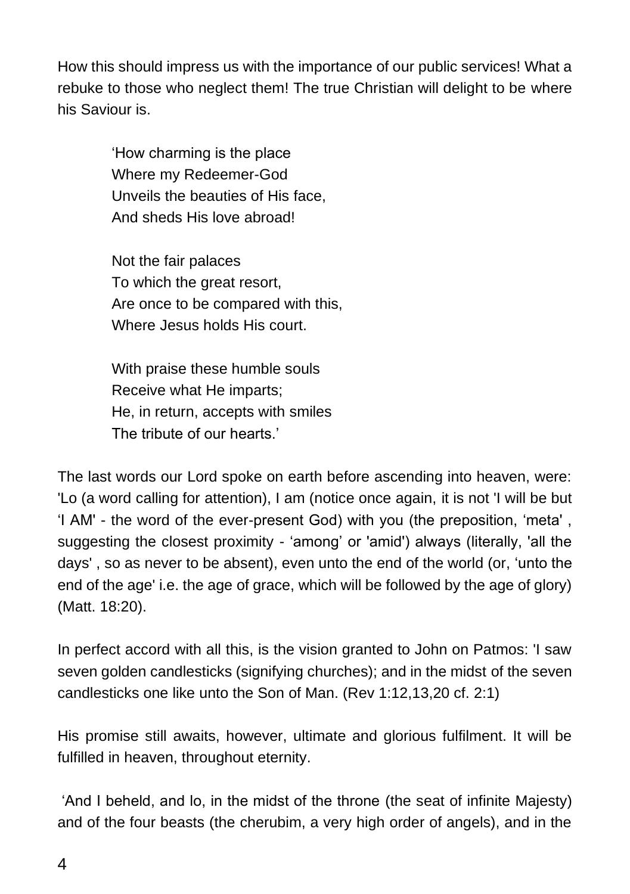How this should impress us with the importance of our public services! What a rebuke to those who neglect them! The true Christian will delight to be where his Saviour is.

> 'How charming is the place
> Where my Redeemer-God
> Unveils the beauties of His face,
> And sheds His love abroad!
>
> Not the fair palaces
> To which the great resort,
> Are once to be compared with this,
> Where Jesus holds His court.
>
> With praise these humble souls
> Receive what He imparts;
> He, in return, accepts with smiles
> The tribute of our hearts.'

The last words our Lord spoke on earth before ascending into heaven, were: 'Lo (a word calling for attention), I am (notice once again, it is not 'I will be but 'I AM' - the word of the ever-present God) with you (the preposition, 'meta' , suggesting the closest proximity - 'among' or 'amid') always (literally, 'all the days' , so as never to be absent), even unto the end of the world (or, 'unto the end of the age' i.e. the age of grace, which will be followed by the age of glory) (Matt. 18:20).

In perfect accord with all this, is the vision granted to John on Patmos: 'I saw seven golden candlesticks (signifying churches); and in the midst of the seven candlesticks one like unto the Son of Man. (Rev 1:12,13,20 cf. 2:1)

His promise still awaits, however, ultimate and glorious fulfilment. It will be fulfilled in heaven, throughout eternity.

'And I beheld, and lo, in the midst of the throne (the seat of infinite Majesty) and of the four beasts (the cherubim, a very high order of angels), and in the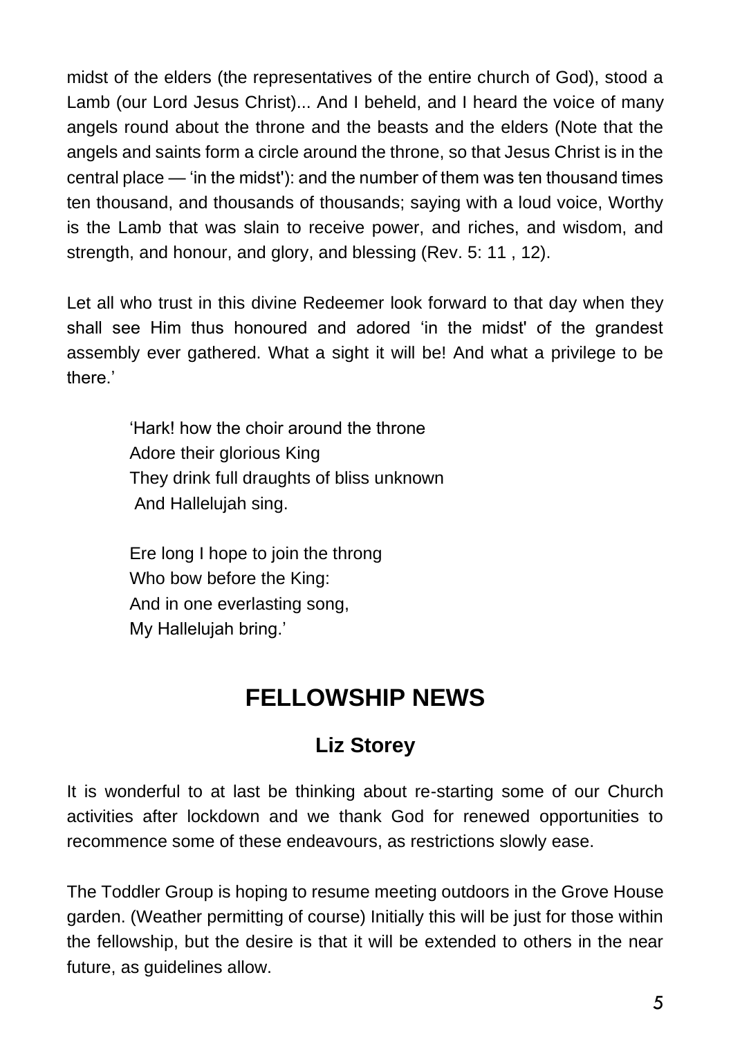midst of the elders (the representatives of the entire church of God), stood a Lamb (our Lord Jesus Christ)... And I beheld, and I heard the voice of many angels round about the throne and the beasts and the elders (Note that the angels and saints form a circle around the throne, so that Jesus Christ is in the central place — 'in the midst'): and the number of them was ten thousand times ten thousand, and thousands of thousands; saying with a loud voice, Worthy is the Lamb that was slain to receive power, and riches, and wisdom, and strength, and honour, and glory, and blessing (Rev. 5: 11 , 12).

Let all who trust in this divine Redeemer look forward to that day when they shall see Him thus honoured and adored 'in the midst' of the grandest assembly ever gathered. What a sight it will be! And what a privilege to be there.'

> 'Hark! how the choir around the throne
> Adore their glorious King
> They drink full draughts of bliss unknown
> And Hallelujah sing.
>
> Ere long I hope to join the throng
> Who bow before the King:
> And in one everlasting song,
> My Hallelujah bring.'

## FELLOWSHIP NEWS

### Liz Storey

It is wonderful to at last be thinking about re-starting some of our Church activities after lockdown and we thank God for renewed opportunities to recommence some of these endeavours, as restrictions slowly ease.

The Toddler Group is hoping to resume meeting outdoors in the Grove House garden. (Weather permitting of course) Initially this will be just for those within the fellowship, but the desire is that it will be extended to others in the near future, as guidelines allow.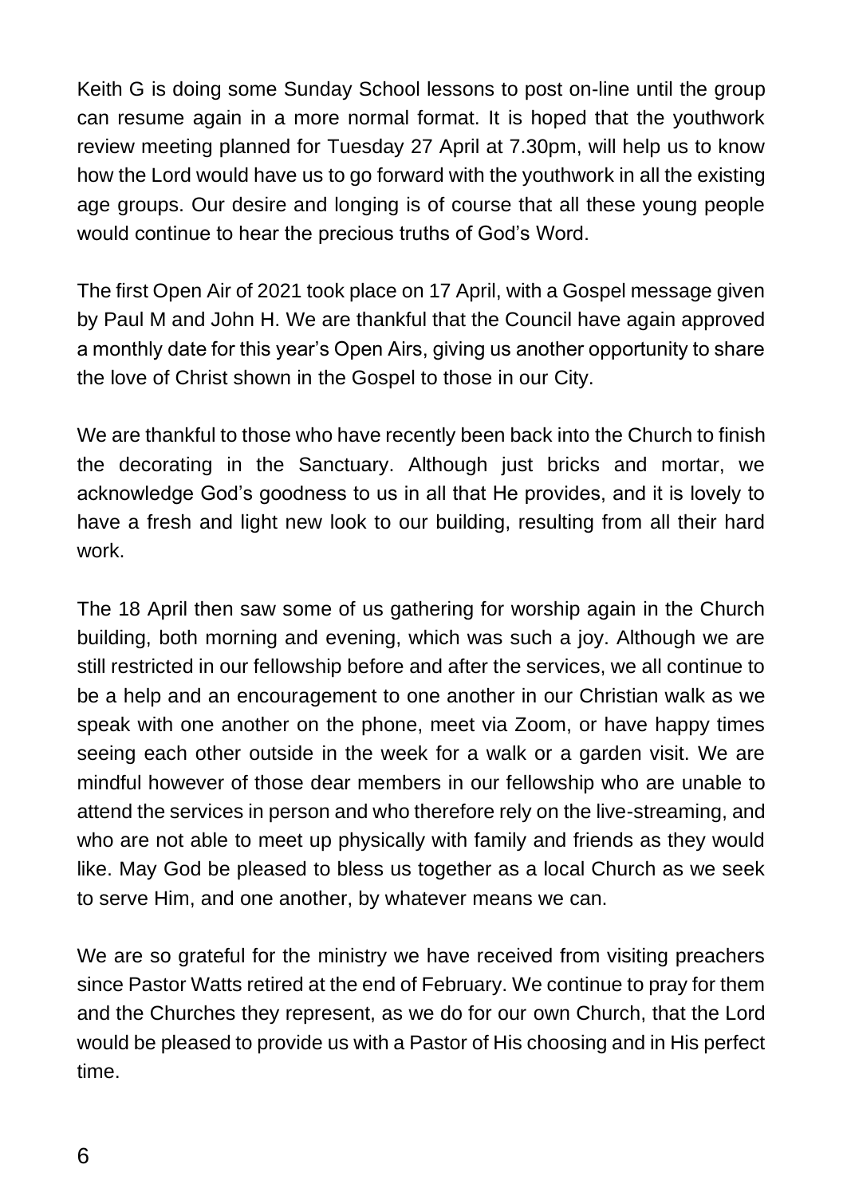Keith G is doing some Sunday School lessons to post on-line until the group can resume again in a more normal format. It is hoped that the youthwork review meeting planned for Tuesday 27 April at 7.30pm, will help us to know how the Lord would have us to go forward with the youthwork in all the existing age groups. Our desire and longing is of course that all these young people would continue to hear the precious truths of God's Word.

The first Open Air of 2021 took place on 17 April, with a Gospel message given by Paul M and John H. We are thankful that the Council have again approved a monthly date for this year's Open Airs, giving us another opportunity to share the love of Christ shown in the Gospel to those in our City.

We are thankful to those who have recently been back into the Church to finish the decorating in the Sanctuary. Although just bricks and mortar, we acknowledge God's goodness to us in all that He provides, and it is lovely to have a fresh and light new look to our building, resulting from all their hard work.

The 18 April then saw some of us gathering for worship again in the Church building, both morning and evening, which was such a joy. Although we are still restricted in our fellowship before and after the services, we all continue to be a help and an encouragement to one another in our Christian walk as we speak with one another on the phone, meet via Zoom, or have happy times seeing each other outside in the week for a walk or a garden visit. We are mindful however of those dear members in our fellowship who are unable to attend the services in person and who therefore rely on the live-streaming, and who are not able to meet up physically with family and friends as they would like. May God be pleased to bless us together as a local Church as we seek to serve Him, and one another, by whatever means we can.

We are so grateful for the ministry we have received from visiting preachers since Pastor Watts retired at the end of February. We continue to pray for them and the Churches they represent, as we do for our own Church, that the Lord would be pleased to provide us with a Pastor of His choosing and in His perfect time.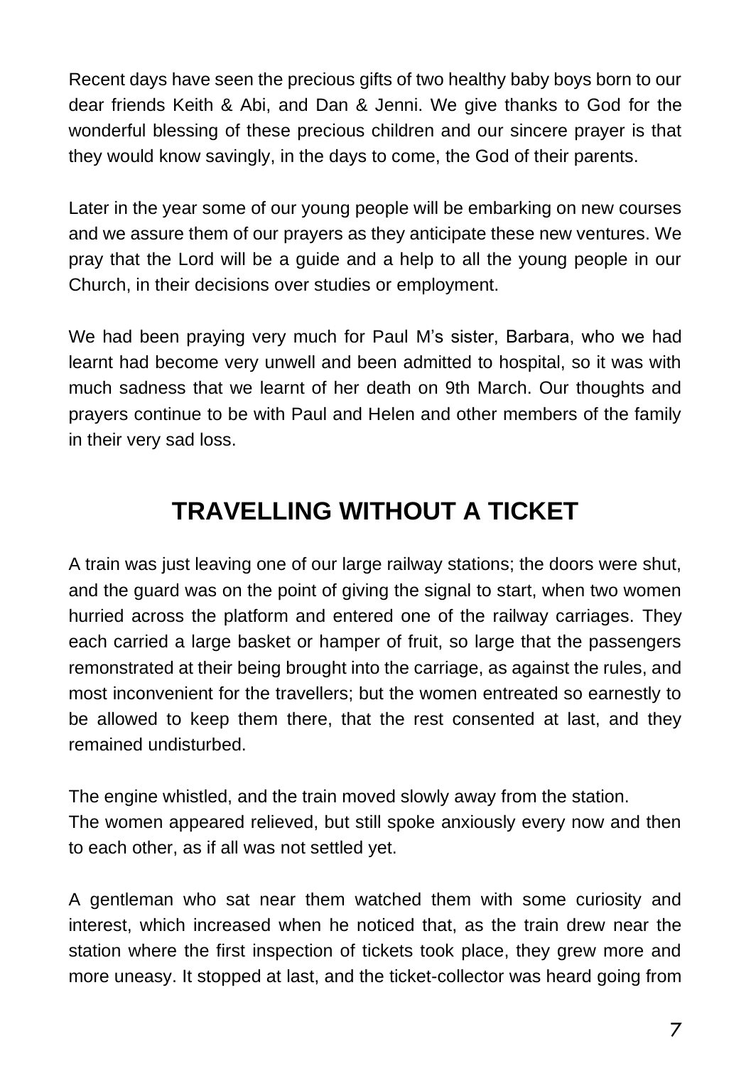Recent days have seen the precious gifts of two healthy baby boys born to our dear friends Keith & Abi, and Dan & Jenni. We give thanks to God for the wonderful blessing of these precious children and our sincere prayer is that they would know savingly, in the days to come, the God of their parents.

Later in the year some of our young people will be embarking on new courses and we assure them of our prayers as they anticipate these new ventures. We pray that the Lord will be a guide and a help to all the young people in our Church, in their decisions over studies or employment.

We had been praying very much for Paul M's sister, Barbara, who we had learnt had become very unwell and been admitted to hospital, so it was with much sadness that we learnt of her death on 9th March. Our thoughts and prayers continue to be with Paul and Helen and other members of the family in their very sad loss.

## TRAVELLING WITHOUT A TICKET

A train was just leaving one of our large railway stations; the doors were shut, and the guard was on the point of giving the signal to start, when two women hurried across the platform and entered one of the railway carriages. They each carried a large basket or hamper of fruit, so large that the passengers remonstrated at their being brought into the carriage, as against the rules, and most inconvenient for the travellers; but the women entreated so earnestly to be allowed to keep them there, that the rest consented at last, and they remained undisturbed.

The engine whistled, and the train moved slowly away from the station.
The women appeared relieved, but still spoke anxiously every now and then to each other, as if all was not settled yet.

A gentleman who sat near them watched them with some curiosity and interest, which increased when he noticed that, as the train drew near the station where the first inspection of tickets took place, they grew more and more uneasy. It stopped at last, and the ticket-collector was heard going from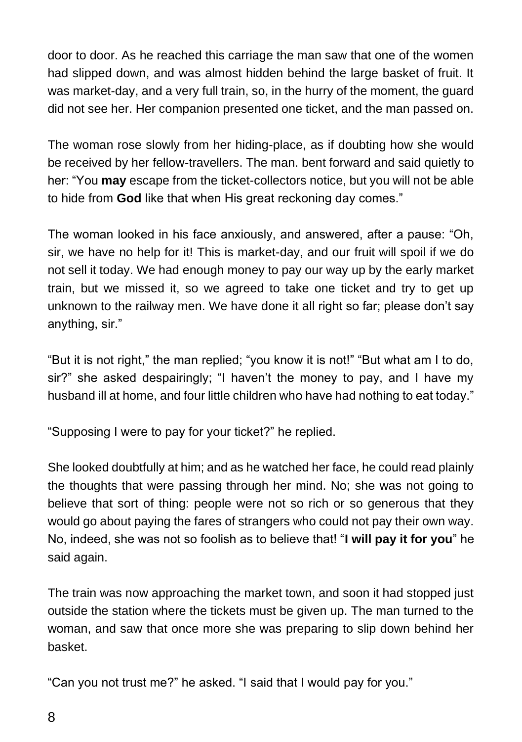door to door. As he reached this carriage the man saw that one of the women had slipped down, and was almost hidden behind the large basket of fruit. It was market-day, and a very full train, so, in the hurry of the moment, the guard did not see her. Her companion presented one ticket, and the man passed on.

The woman rose slowly from her hiding-place, as if doubting how she would be received by her fellow-travellers. The man. bent forward and said quietly to her: "You **may** escape from the ticket-collectors notice, but you will not be able to hide from **God** like that when His great reckoning day comes."

The woman looked in his face anxiously, and answered, after a pause: "Oh, sir, we have no help for it! This is market-day, and our fruit will spoil if we do not sell it today. We had enough money to pay our way up by the early market train, but we missed it, so we agreed to take one ticket and try to get up unknown to the railway men. We have done it all right so far; please don't say anything, sir."

"But it is not right," the man replied; "you know it is not!" "But what am I to do, sir?" she asked despairingly; "I haven't the money to pay, and I have my husband ill at home, and four little children who have had nothing to eat today."

"Supposing I were to pay for your ticket?" he replied.

She looked doubtfully at him; and as he watched her face, he could read plainly the thoughts that were passing through her mind. No; she was not going to believe that sort of thing: people were not so rich or so generous that they would go about paying the fares of strangers who could not pay their own way. No, indeed, she was not so foolish as to believe that! "**I will pay it for you**" he said again.

The train was now approaching the market town, and soon it had stopped just outside the station where the tickets must be given up. The man turned to the woman, and saw that once more she was preparing to slip down behind her basket.

"Can you not trust me?" he asked. "I said that I would pay for you."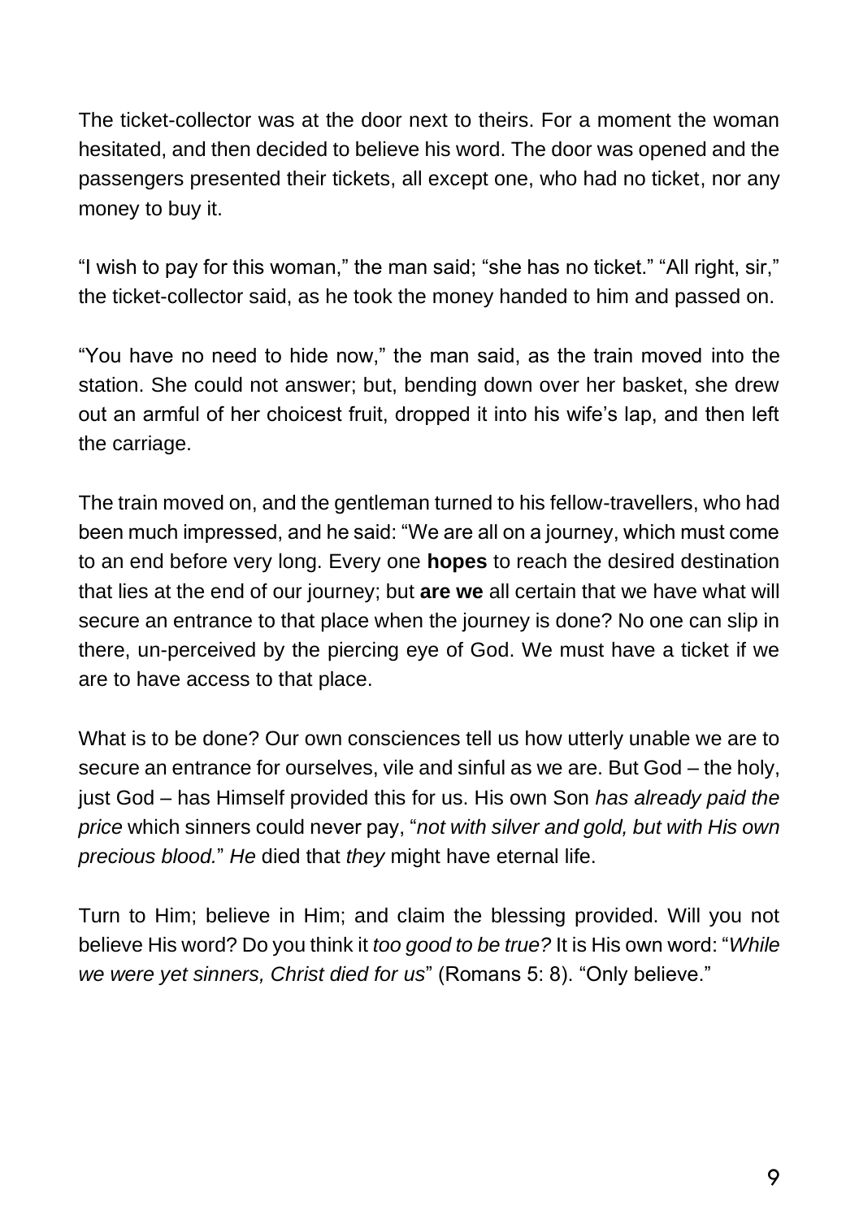The ticket-collector was at the door next to theirs. For a moment the woman hesitated, and then decided to believe his word. The door was opened and the passengers presented their tickets, all except one, who had no ticket, nor any money to buy it.

"I wish to pay for this woman," the man said; "she has no ticket." "All right, sir," the ticket-collector said, as he took the money handed to him and passed on.

"You have no need to hide now," the man said, as the train moved into the station. She could not answer; but, bending down over her basket, she drew out an armful of her choicest fruit, dropped it into his wife's lap, and then left the carriage.

The train moved on, and the gentleman turned to his fellow-travellers, who had been much impressed, and he said: "We are all on a journey, which must come to an end before very long. Every one **hopes** to reach the desired destination that lies at the end of our journey; but **are we** all certain that we have what will secure an entrance to that place when the journey is done? No one can slip in there, un-perceived by the piercing eye of God. We must have a ticket if we are to have access to that place.

What is to be done? Our own consciences tell us how utterly unable we are to secure an entrance for ourselves, vile and sinful as we are. But God – the holy, just God – has Himself provided this for us. His own Son *has already paid the price* which sinners could never pay, "*not with silver and gold, but with His own precious blood.*" *He* died that *they* might have eternal life.

Turn to Him; believe in Him; and claim the blessing provided. Will you not believe His word? Do you think it *too good to be true?* It is His own word: "*While we were yet sinners, Christ died for us*" (Romans 5: 8). "Only believe."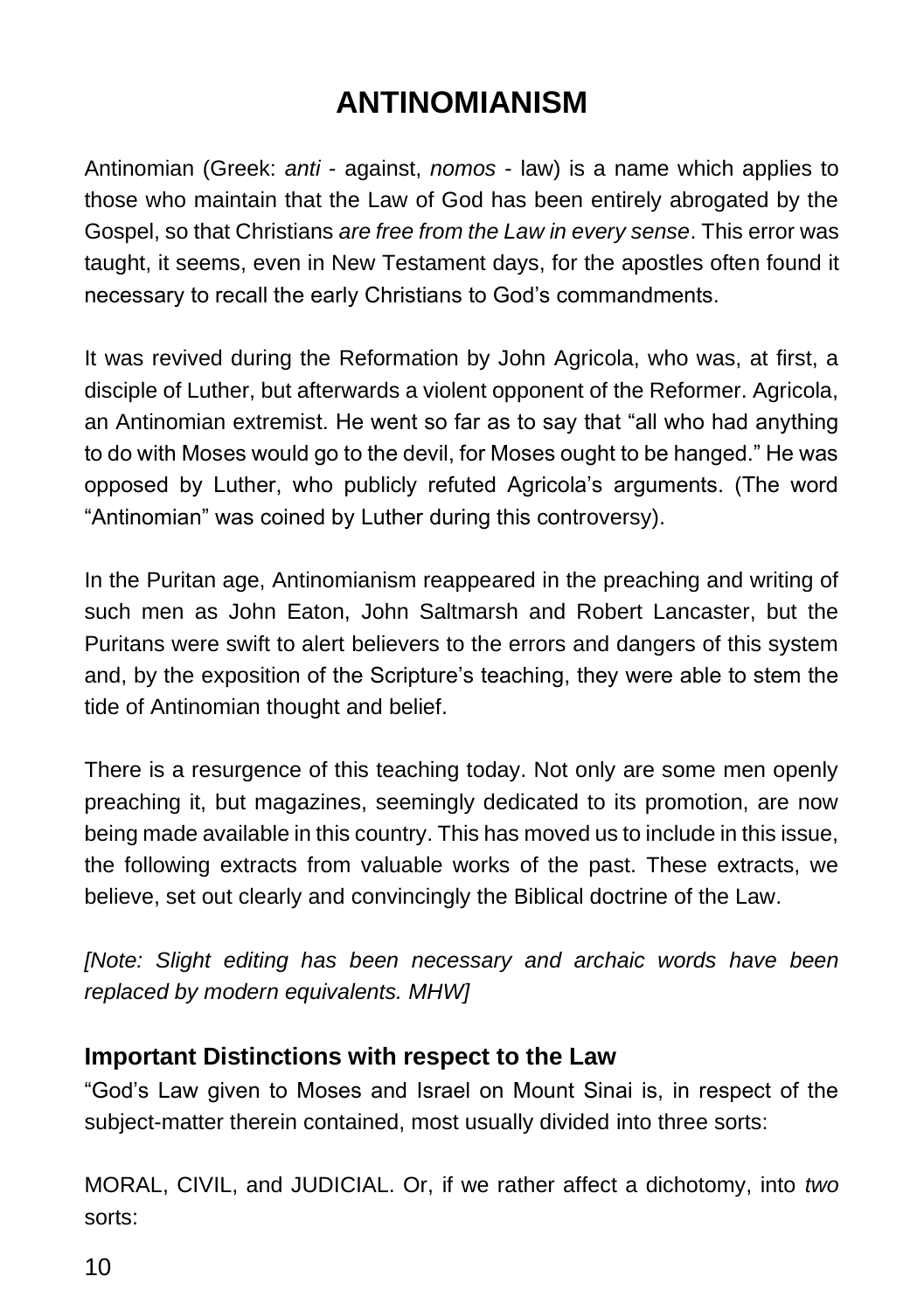# ANTINOMIANISM

Antinomian (Greek: *anti* - against, *nomos* - law) is a name which applies to those who maintain that the Law of God has been entirely abrogated by the Gospel, so that Christians *are free from the Law in every sense*. This error was taught, it seems, even in New Testament days, for the apostles often found it necessary to recall the early Christians to God's commandments.

It was revived during the Reformation by John Agricola, who was, at first, a disciple of Luther, but afterwards a violent opponent of the Reformer. Agricola, an Antinomian extremist. He went so far as to say that "all who had anything to do with Moses would go to the devil, for Moses ought to be hanged." He was opposed by Luther, who publicly refuted Agricola's arguments. (The word "Antinomian" was coined by Luther during this controversy).

In the Puritan age, Antinomianism reappeared in the preaching and writing of such men as John Eaton, John Saltmarsh and Robert Lancaster, but the Puritans were swift to alert believers to the errors and dangers of this system and, by the exposition of the Scripture's teaching, they were able to stem the tide of Antinomian thought and belief.

There is a resurgence of this teaching today. Not only are some men openly preaching it, but magazines, seemingly dedicated to its promotion, are now being made available in this country. This has moved us to include in this issue, the following extracts from valuable works of the past. These extracts, we believe, set out clearly and convincingly the Biblical doctrine of the Law.

*[Note: Slight editing has been necessary and archaic words have been replaced by modern equivalents. MHW]*

### Important Distinctions with respect to the Law

"God's Law given to Moses and Israel on Mount Sinai is, in respect of the subject-matter therein contained, most usually divided into three sorts:

MORAL, CIVIL, and JUDICIAL. Or, if we rather affect a dichotomy, into *two* sorts: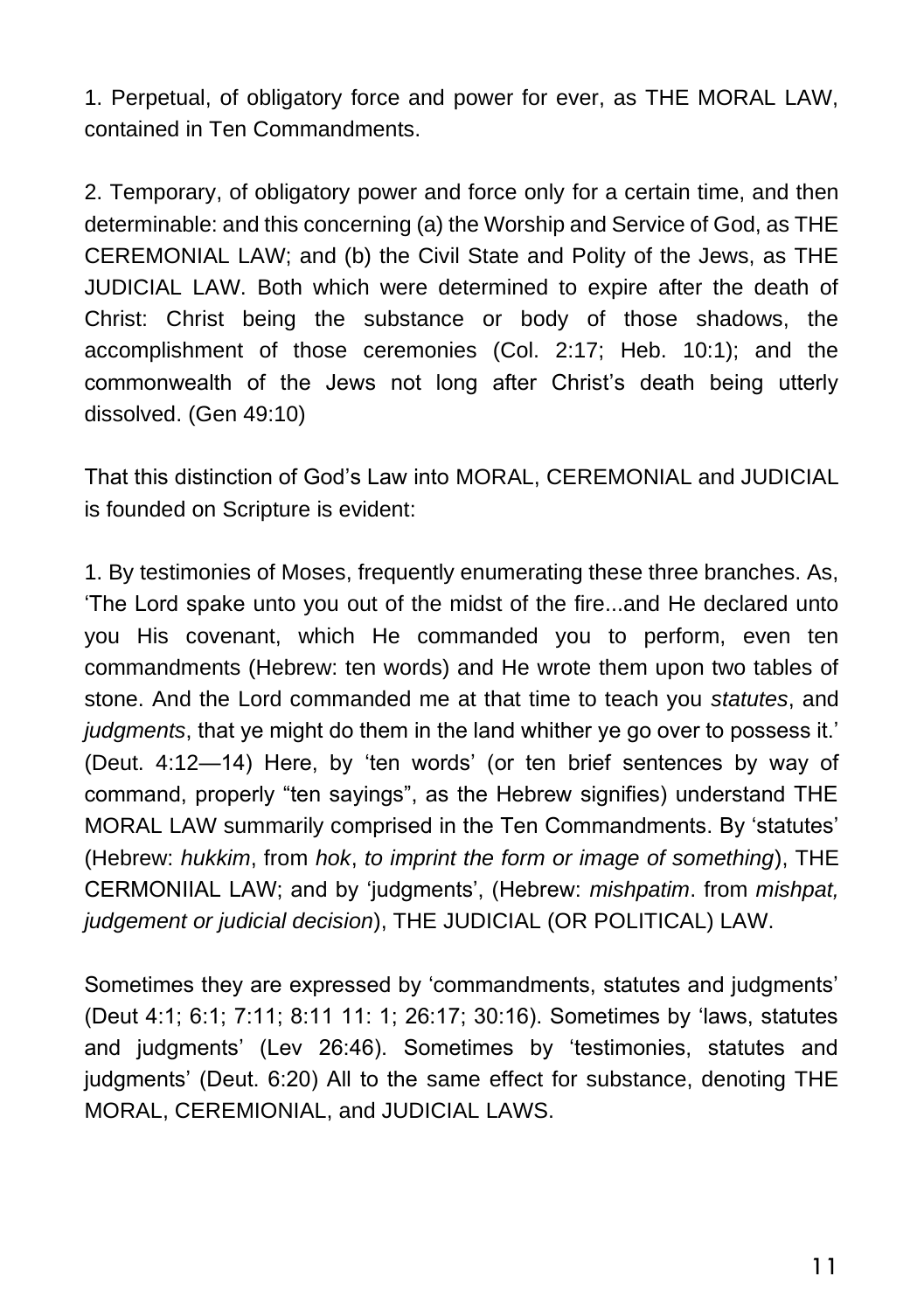1. Perpetual, of obligatory force and power for ever, as THE MORAL LAW, contained in Ten Commandments.

2. Temporary, of obligatory power and force only for a certain time, and then determinable: and this concerning (a) the Worship and Service of God, as THE CEREMONIAL LAW; and (b) the Civil State and Polity of the Jews, as THE JUDICIAL LAW. Both which were determined to expire after the death of Christ: Christ being the substance or body of those shadows, the accomplishment of those ceremonies (Col. 2:17; Heb. 10:1); and the commonwealth of the Jews not long after Christ's death being utterly dissolved. (Gen 49:10)

That this distinction of God's Law into MORAL, CEREMONIAL and JUDICIAL is founded on Scripture is evident:

1. By testimonies of Moses, frequently enumerating these three branches. As, 'The Lord spake unto you out of the midst of the fire...and He declared unto you His covenant, which He commanded you to perform, even ten commandments (Hebrew: ten words) and He wrote them upon two tables of stone. And the Lord commanded me at that time to teach you *statutes*, and *judgments*, that ye might do them in the land whither ye go over to possess it.' (Deut. 4:12—14) Here, by 'ten words' (or ten brief sentences by way of command, properly "ten sayings", as the Hebrew signifies) understand THE MORAL LAW summarily comprised in the Ten Commandments. By 'statutes' (Hebrew: *hukkim*, from *hok*, *to imprint the form or image of something*), THE CERMONIIAL LAW; and by 'judgments', (Hebrew: *mishpatim*. from *mishpat, judgement or judicial decision*), THE JUDICIAL (OR POLITICAL) LAW.

Sometimes they are expressed by 'commandments, statutes and judgments' (Deut 4:1; 6:1; 7:11; 8:11 11: 1; 26:17; 30:16). Sometimes by 'laws, statutes and judgments' (Lev 26:46). Sometimes by 'testimonies, statutes and judgments' (Deut. 6:20) All to the same effect for substance, denoting THE MORAL, CEREMIONIAL, and JUDICIAL LAWS.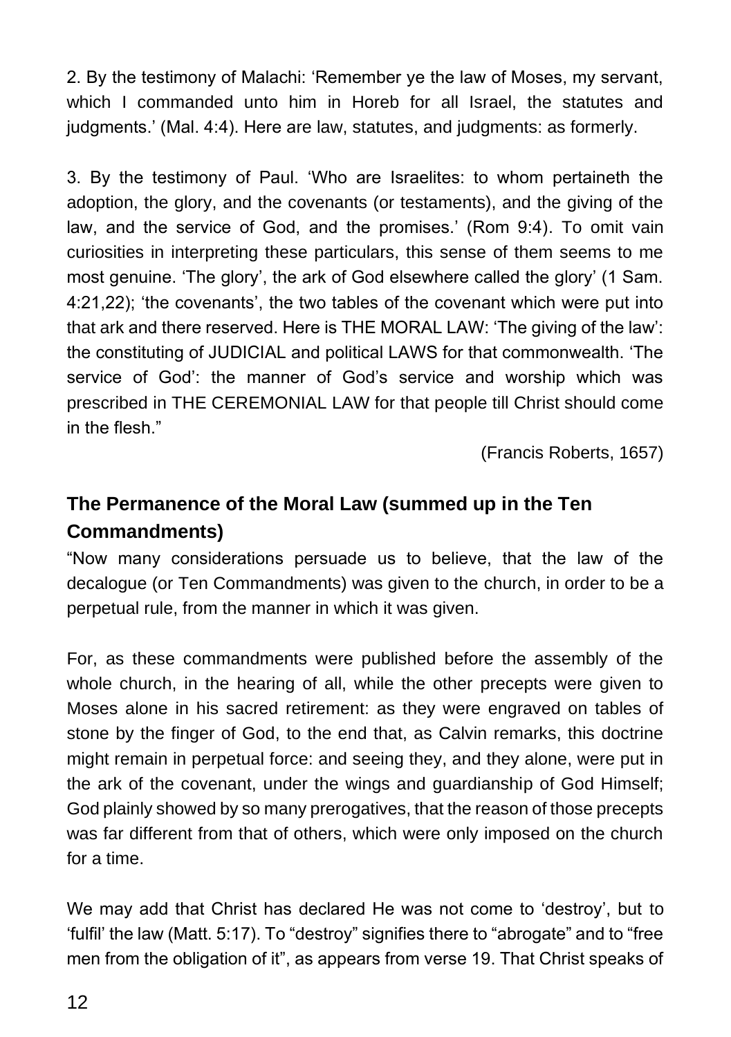2. By the testimony of Malachi: 'Remember ye the law of Moses, my servant, which I commanded unto him in Horeb for all Israel, the statutes and judgments.' (Mal. 4:4). Here are law, statutes, and judgments: as formerly.

3. By the testimony of Paul. 'Who are Israelites: to whom pertaineth the adoption, the glory, and the covenants (or testaments), and the giving of the law, and the service of God, and the promises.' (Rom 9:4). To omit vain curiosities in interpreting these particulars, this sense of them seems to me most genuine. 'The glory', the ark of God elsewhere called the glory' (1 Sam. 4:21,22); 'the covenants', the two tables of the covenant which were put into that ark and there reserved. Here is THE MORAL LAW: 'The giving of the law': the constituting of JUDICIAL and political LAWS for that commonwealth. 'The service of God': the manner of God's service and worship which was prescribed in THE CEREMONIAL LAW for that people till Christ should come in the flesh."

(Francis Roberts, 1657)

## The Permanence of the Moral Law (summed up in the Ten Commandments)

"Now many considerations persuade us to believe, that the law of the decalogue (or Ten Commandments) was given to the church, in order to be a perpetual rule, from the manner in which it was given.

For, as these commandments were published before the assembly of the whole church, in the hearing of all, while the other precepts were given to Moses alone in his sacred retirement: as they were engraved on tables of stone by the finger of God, to the end that, as Calvin remarks, this doctrine might remain in perpetual force: and seeing they, and they alone, were put in the ark of the covenant, under the wings and guardianship of God Himself; God plainly showed by so many prerogatives, that the reason of those precepts was far different from that of others, which were only imposed on the church for a time.

We may add that Christ has declared He was not come to 'destroy', but to 'fulfil' the law (Matt. 5:17). To "destroy" signifies there to "abrogate" and to "free men from the obligation of it", as appears from verse 19. That Christ speaks of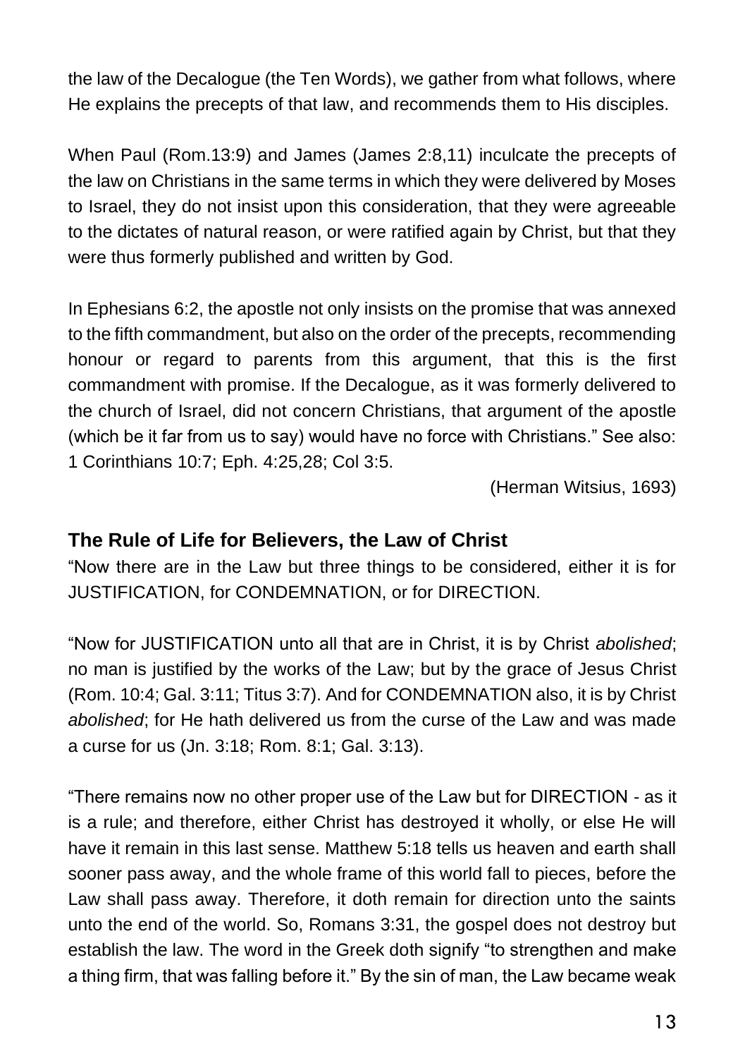the law of the Decalogue (the Ten Words), we gather from what follows, where He explains the precepts of that law, and recommends them to His disciples.

When Paul (Rom.13:9) and James (James 2:8,11) inculcate the precepts of the law on Christians in the same terms in which they were delivered by Moses to Israel, they do not insist upon this consideration, that they were agreeable to the dictates of natural reason, or were ratified again by Christ, but that they were thus formerly published and written by God.

In Ephesians 6:2, the apostle not only insists on the promise that was annexed to the fifth commandment, but also on the order of the precepts, recommending honour or regard to parents from this argument, that this is the first commandment with promise. If the Decalogue, as it was formerly delivered to the church of Israel, did not concern Christians, that argument of the apostle (which be it far from us to say) would have no force with Christians." See also: 1 Corinthians 10:7; Eph. 4:25,28; Col 3:5.

(Herman Witsius, 1693)

## The Rule of Life for Believers, the Law of Christ

"Now there are in the Law but three things to be considered, either it is for JUSTIFICATION, for CONDEMNATION, or for DIRECTION.

"Now for JUSTIFICATION unto all that are in Christ, it is by Christ *abolished*; no man is justified by the works of the Law; but by the grace of Jesus Christ (Rom. 10:4; Gal. 3:11; Titus 3:7). And for CONDEMNATION also, it is by Christ *abolished*; for He hath delivered us from the curse of the Law and was made a curse for us (Jn. 3:18; Rom. 8:1; Gal. 3:13).

"There remains now no other proper use of the Law but for DIRECTION - as it is a rule; and therefore, either Christ has destroyed it wholly, or else He will have it remain in this last sense. Matthew 5:18 tells us heaven and earth shall sooner pass away, and the whole frame of this world fall to pieces, before the Law shall pass away. Therefore, it doth remain for direction unto the saints unto the end of the world. So, Romans 3:31, the gospel does not destroy but establish the law. The word in the Greek doth signify "to strengthen and make a thing firm, that was falling before it." By the sin of man, the Law became weak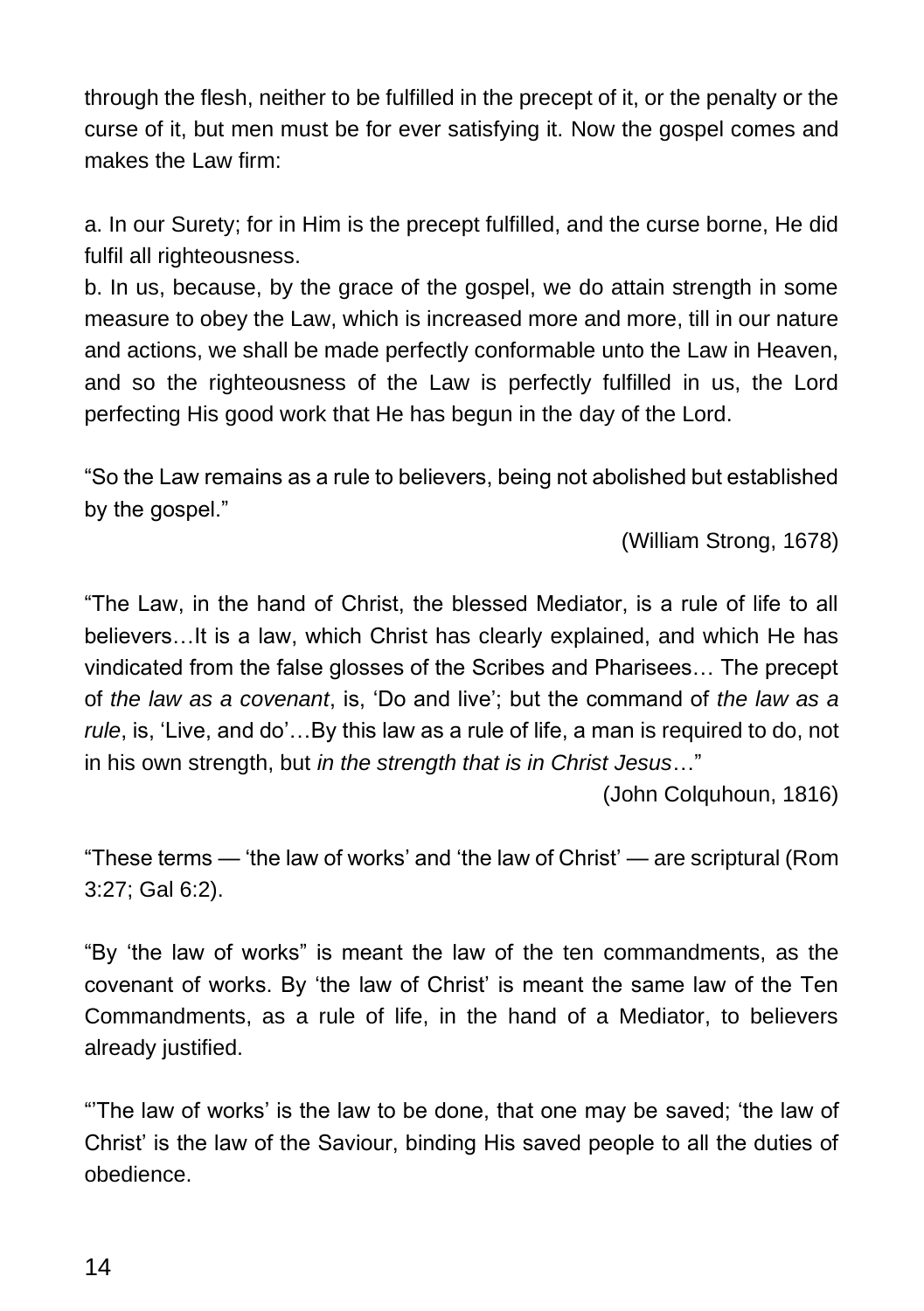through the flesh, neither to be fulfilled in the precept of it, or the penalty or the curse of it, but men must be for ever satisfying it. Now the gospel comes and makes the Law firm:

a. In our Surety; for in Him is the precept fulfilled, and the curse borne, He did fulfil all righteousness.
b. In us, because, by the grace of the gospel, we do attain strength in some measure to obey the Law, which is increased more and more, till in our nature and actions, we shall be made perfectly conformable unto the Law in Heaven, and so the righteousness of the Law is perfectly fulfilled in us, the Lord perfecting His good work that He has begun in the day of the Lord.

"So the Law remains as a rule to believers, being not abolished but established by the gospel."

(William Strong, 1678)

"The Law, in the hand of Christ, the blessed Mediator, is a rule of life to all believers…It is a law, which Christ has clearly explained, and which He has vindicated from the false glosses of the Scribes and Pharisees… The precept of *the law as a covenant*, is, 'Do and live'; but the command of *the law as a rule*, is, 'Live, and do'…By this law as a rule of life, a man is required to do, not in his own strength, but *in the strength that is in Christ Jesus*…"

(John Colquhoun, 1816)

"These terms — 'the law of works' and 'the law of Christ' — are scriptural (Rom 3:27; Gal 6:2).

"By 'the law of works" is meant the law of the ten commandments, as the covenant of works. By 'the law of Christ' is meant the same law of the Ten Commandments, as a rule of life, in the hand of a Mediator, to believers already justified.

"'The law of works' is the law to be done, that one may be saved; 'the law of Christ' is the law of the Saviour, binding His saved people to all the duties of obedience.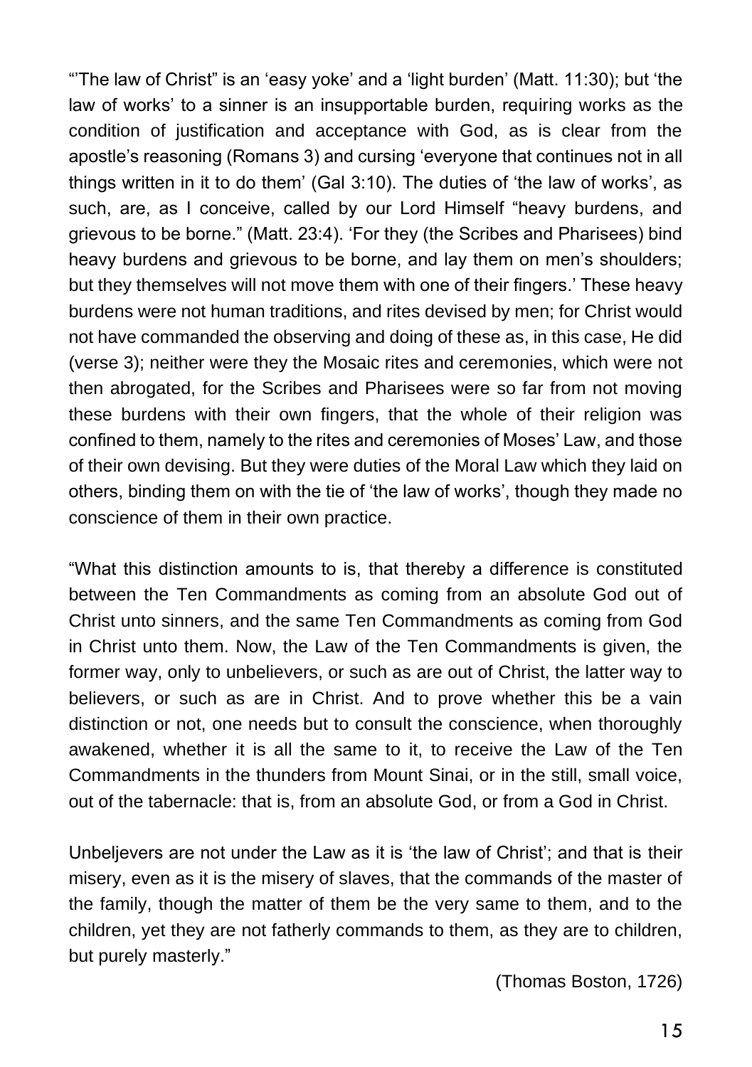“’The law of Christ” is an ‘easy yoke’ and a ‘light burden’ (Matt. 11:30); but ‘the law of works’ to a sinner is an insupportable burden, requiring works as the condition of justification and acceptance with God, as is clear from the apostle’s reasoning (Romans 3) and cursing ‘everyone that continues not in all things written in it to do them’ (Gal 3:10). The duties of ‘the law of works’, as such, are, as I conceive, called by our Lord Himself “heavy burdens, and grievous to be borne.” (Matt. 23:4). ‘For they (the Scribes and Pharisees) bind heavy burdens and grievous to be borne, and lay them on men’s shoulders; but they themselves will not move them with one of their fingers.’ These heavy burdens were not human traditions, and rites devised by men; for Christ would not have commanded the observing and doing of these as, in this case, He did (verse 3); neither were they the Mosaic rites and ceremonies, which were not then abrogated, for the Scribes and Pharisees were so far from not moving these burdens with their own fingers, that the whole of their religion was confined to them, namely to the rites and ceremonies of Moses’ Law, and those of their own devising. But they were duties of the Moral Law which they laid on others, binding them on with the tie of ‘the law of works’, though they made no conscience of them in their own practice.

“What this distinction amounts to is, that thereby a difference is constituted between the Ten Commandments as coming from an absolute God out of Christ unto sinners, and the same Ten Commandments as coming from God in Christ unto them. Now, the Law of the Ten Commandments is given, the former way, only to unbelievers, or such as are out of Christ, the latter way to believers, or such as are in Christ. And to prove whether this be a vain distinction or not, one needs but to consult the conscience, when thoroughly awakened, whether it is all the same to it, to receive the Law of the Ten Commandments in the thunders from Mount Sinai, or in the still, small voice, out of the tabernacle: that is, from an absolute God, or from a God in Christ.

Unbeljevers are not under the Law as it is ‘the law of Christ’; and that is their misery, even as it is the misery of slaves, that the commands of the master of the family, though the matter of them be the very same to them, and to the children, yet they are not fatherly commands to them, as they are to children, but purely masterly.”

(Thomas Boston, 1726)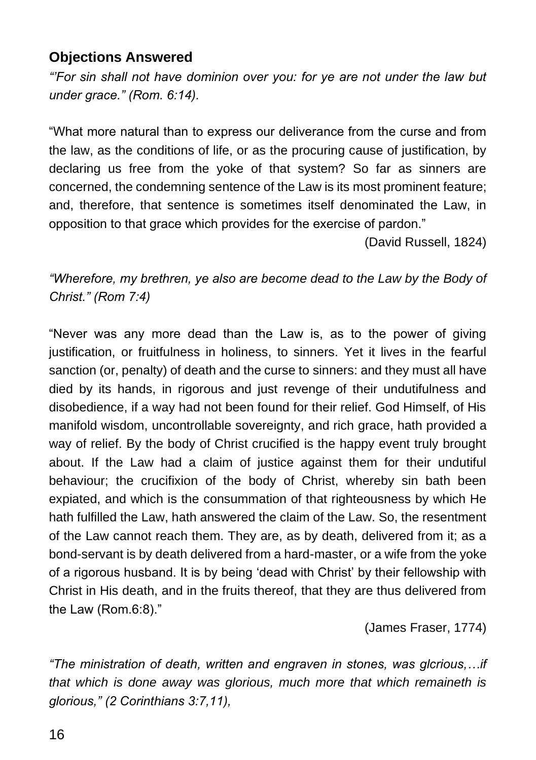## Objections Answered

*"'For sin shall not have dominion over you: for ye are not under the law but under grace." (Rom. 6:14).*

"What more natural than to express our deliverance from the curse and from the law, as the conditions of life, or as the procuring cause of justification, by declaring us free from the yoke of that system? So far as sinners are concerned, the condemning sentence of the Law is its most prominent feature; and, therefore, that sentence is sometimes itself denominated the Law, in opposition to that grace which provides for the exercise of pardon."

(David Russell, 1824)

*"Wherefore, my brethren, ye also are become dead to the Law by the Body of Christ." (Rom 7:4)*

"Never was any more dead than the Law is, as to the power of giving justification, or fruitfulness in holiness, to sinners. Yet it lives in the fearful sanction (or, penalty) of death and the curse to sinners: and they must all have died by its hands, in rigorous and just revenge of their undutifulness and disobedience, if a way had not been found for their relief. God Himself, of His manifold wisdom, uncontrollable sovereignty, and rich grace, hath provided a way of relief. By the body of Christ crucified is the happy event truly brought about. If the Law had a claim of justice against them for their undutiful behaviour; the crucifixion of the body of Christ, whereby sin bath been expiated, and which is the consummation of that righteousness by which He hath fulfilled the Law, hath answered the claim of the Law. So, the resentment of the Law cannot reach them. They are, as by death, delivered from it; as a bond-servant is by death delivered from a hard-master, or a wife from the yoke of a rigorous husband. It is by being 'dead with Christ' by their fellowship with Christ in His death, and in the fruits thereof, that they are thus delivered from the Law (Rom.6:8)."

(James Fraser, 1774)

*"The ministration of death, written and engraven in stones, was glcrious,…if that which is done away was glorious, much more that which remaineth is glorious," (2 Corinthians 3:7,11),*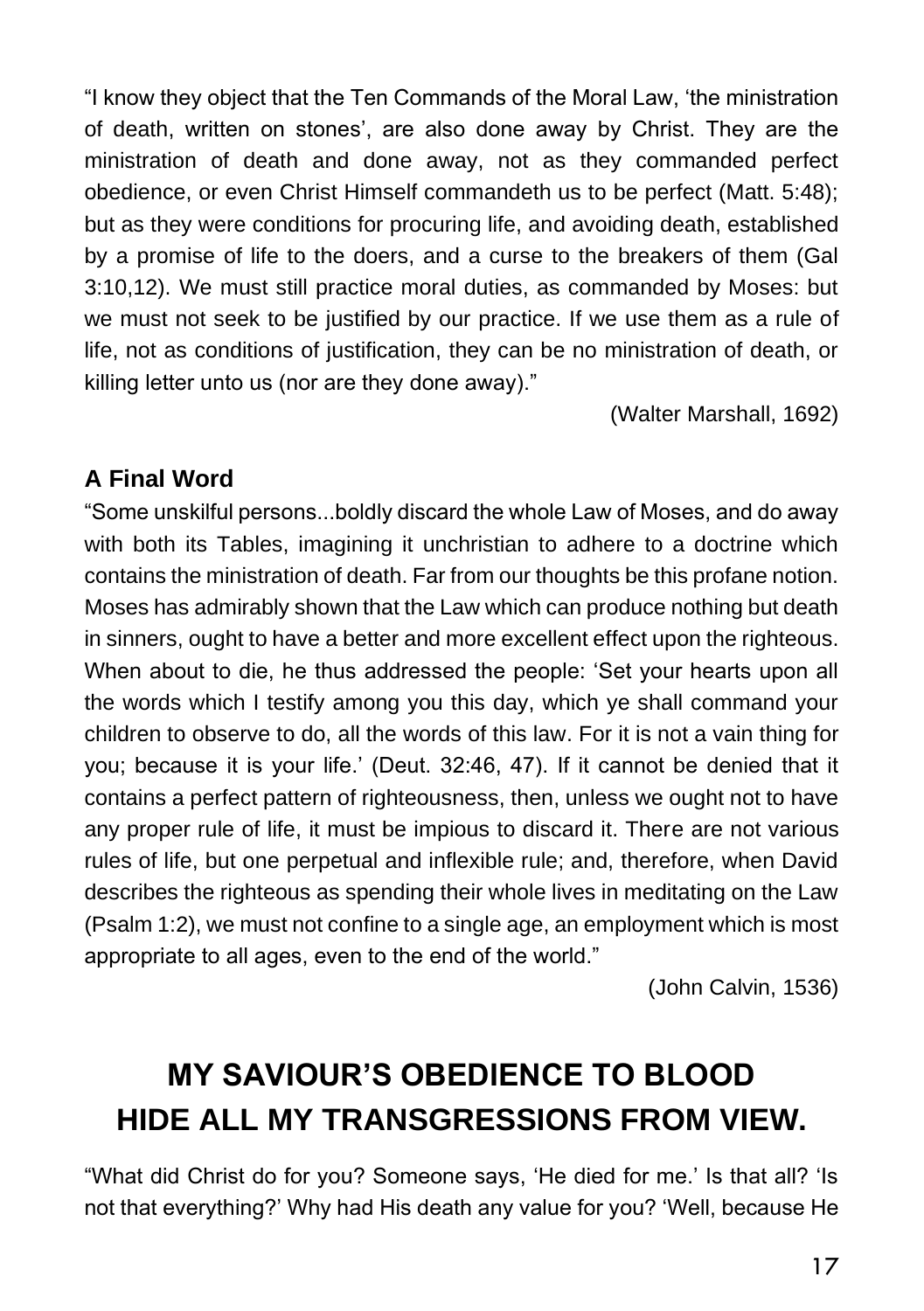"I know they object that the Ten Commands of the Moral Law, 'the ministration of death, written on stones', are also done away by Christ. They are the ministration of death and done away, not as they commanded perfect obedience, or even Christ Himself commandeth us to be perfect (Matt. 5:48); but as they were conditions for procuring life, and avoiding death, established by a promise of life to the doers, and a curse to the breakers of them (Gal 3:10,12). We must still practice moral duties, as commanded by Moses: but we must not seek to be justified by our practice. If we use them as a rule of life, not as conditions of justification, they can be no ministration of death, or killing letter unto us (nor are they done away)."

(Walter Marshall, 1692)

### A Final Word

"Some unskilful persons...boldly discard the whole Law of Moses, and do away with both its Tables, imagining it unchristian to adhere to a doctrine which contains the ministration of death. Far from our thoughts be this profane notion. Moses has admirably shown that the Law which can produce nothing but death in sinners, ought to have a better and more excellent effect upon the righteous. When about to die, he thus addressed the people: 'Set your hearts upon all the words which I testify among you this day, which ye shall command your children to observe to do, all the words of this law. For it is not a vain thing for you; because it is your life.' (Deut. 32:46, 47). If it cannot be denied that it contains a perfect pattern of righteousness, then, unless we ought not to have any proper rule of life, it must be impious to discard it. There are not various rules of life, but one perpetual and inflexible rule; and, therefore, when David describes the righteous as spending their whole lives in meditating on the Law (Psalm 1:2), we must not confine to a single age, an employment which is most appropriate to all ages, even to the end of the world."

(John Calvin, 1536)

## MY SAVIOUR'S OBEDIENCE TO BLOOD HIDE ALL MY TRANSGRESSIONS FROM VIEW.

"What did Christ do for you? Someone says, 'He died for me.' Is that all? 'Is not that everything?' Why had His death any value for you? 'Well, because He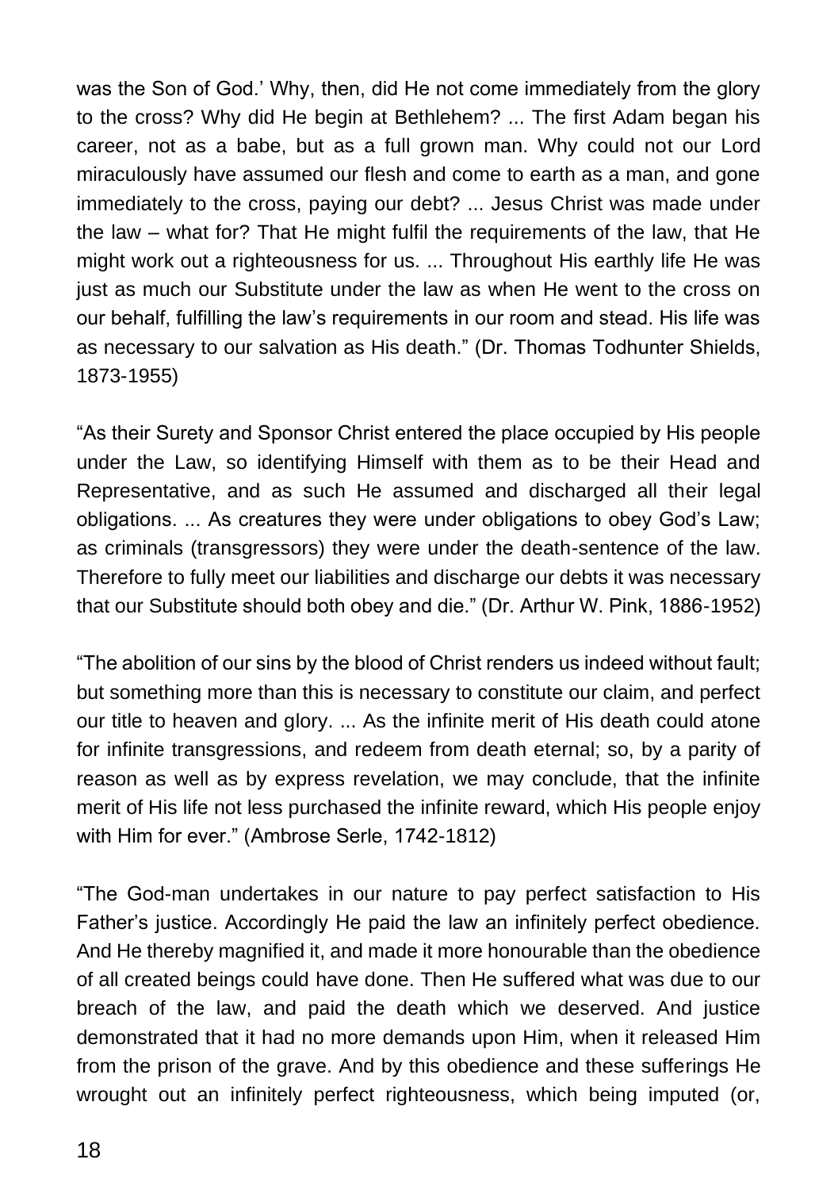was the Son of God.' Why, then, did He not come immediately from the glory to the cross? Why did He begin at Bethlehem? ... The first Adam began his career, not as a babe, but as a full grown man. Why could not our Lord miraculously have assumed our flesh and come to earth as a man, and gone immediately to the cross, paying our debt? ... Jesus Christ was made under the law – what for? That He might fulfil the requirements of the law, that He might work out a righteousness for us. ... Throughout His earthly life He was just as much our Substitute under the law as when He went to the cross on our behalf, fulfilling the law's requirements in our room and stead. His life was as necessary to our salvation as His death." (Dr. Thomas Todhunter Shields, 1873-1955)

"As their Surety and Sponsor Christ entered the place occupied by His people under the Law, so identifying Himself with them as to be their Head and Representative, and as such He assumed and discharged all their legal obligations. ... As creatures they were under obligations to obey God's Law; as criminals (transgressors) they were under the death-sentence of the law. Therefore to fully meet our liabilities and discharge our debts it was necessary that our Substitute should both obey and die." (Dr. Arthur W. Pink, 1886-1952)

"The abolition of our sins by the blood of Christ renders us indeed without fault; but something more than this is necessary to constitute our claim, and perfect our title to heaven and glory. ... As the infinite merit of His death could atone for infinite transgressions, and redeem from death eternal; so, by a parity of reason as well as by express revelation, we may conclude, that the infinite merit of His life not less purchased the infinite reward, which His people enjoy with Him for ever." (Ambrose Serle, 1742-1812)

"The God-man undertakes in our nature to pay perfect satisfaction to His Father's justice. Accordingly He paid the law an infinitely perfect obedience. And He thereby magnified it, and made it more honourable than the obedience of all created beings could have done. Then He suffered what was due to our breach of the law, and paid the death which we deserved. And justice demonstrated that it had no more demands upon Him, when it released Him from the prison of the grave. And by this obedience and these sufferings He wrought out an infinitely perfect righteousness, which being imputed (or,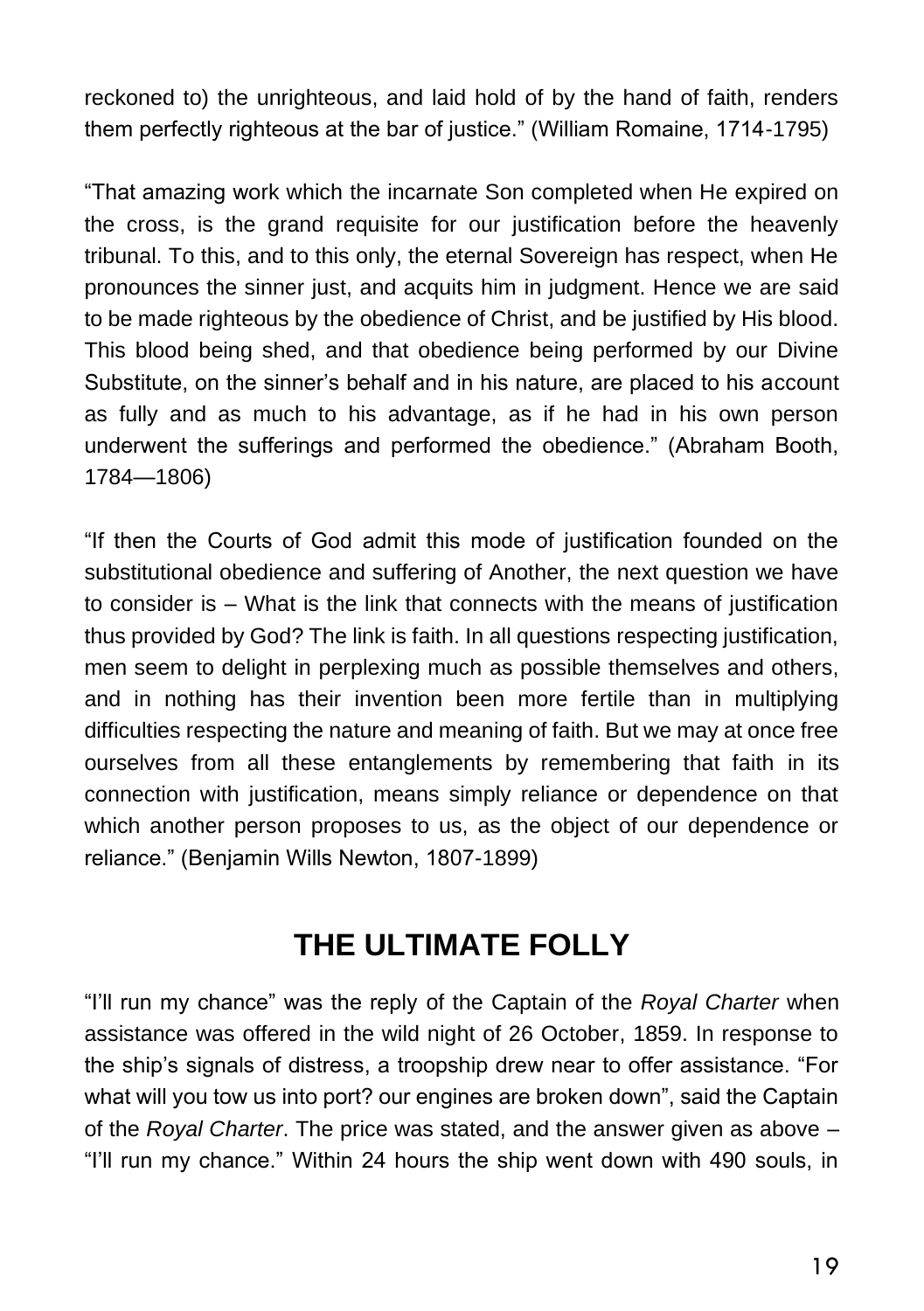reckoned to) the unrighteous, and laid hold of by the hand of faith, renders them perfectly righteous at the bar of justice." (William Romaine, 1714-1795)

"That amazing work which the incarnate Son completed when He expired on the cross, is the grand requisite for our justification before the heavenly tribunal. To this, and to this only, the eternal Sovereign has respect, when He pronounces the sinner just, and acquits him in judgment. Hence we are said to be made righteous by the obedience of Christ, and be justified by His blood. This blood being shed, and that obedience being performed by our Divine Substitute, on the sinner's behalf and in his nature, are placed to his account as fully and as much to his advantage, as if he had in his own person underwent the sufferings and performed the obedience." (Abraham Booth, 1784—1806)

"If then the Courts of God admit this mode of justification founded on the substitutional obedience and suffering of Another, the next question we have to consider is – What is the link that connects with the means of justification thus provided by God? The link is faith. In all questions respecting justification, men seem to delight in perplexing much as possible themselves and others, and in nothing has their invention been more fertile than in multiplying difficulties respecting the nature and meaning of faith. But we may at once free ourselves from all these entanglements by remembering that faith in its connection with justification, means simply reliance or dependence on that which another person proposes to us, as the object of our dependence or reliance." (Benjamin Wills Newton, 1807-1899)

## THE ULTIMATE FOLLY

"I'll run my chance" was the reply of the Captain of the *Royal Charter* when assistance was offered in the wild night of 26 October, 1859. In response to the ship's signals of distress, a troopship drew near to offer assistance. "For what will you tow us into port? our engines are broken down", said the Captain of the *Royal Charter*. The price was stated, and the answer given as above – "I'll run my chance." Within 24 hours the ship went down with 490 souls, in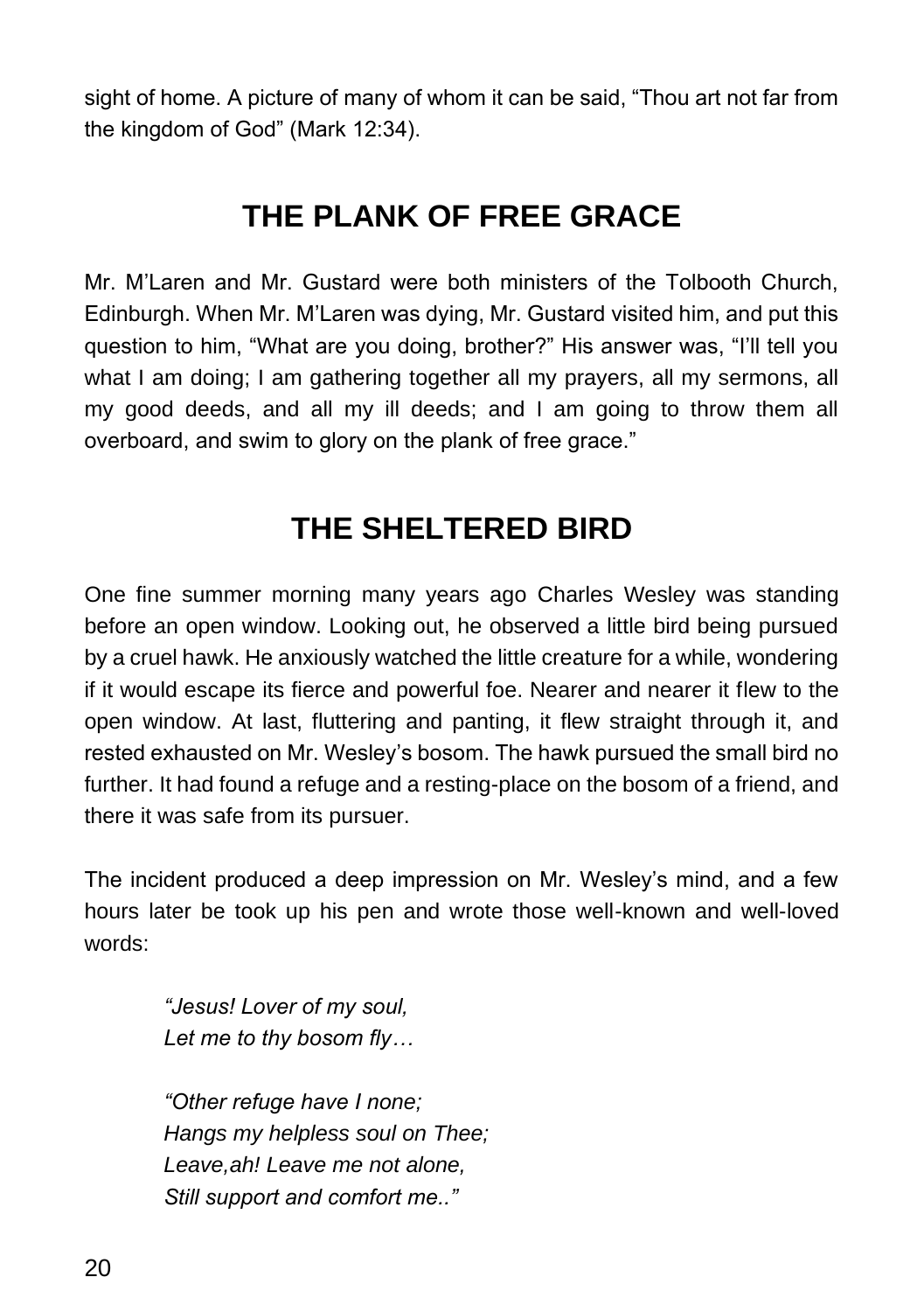sight of home. A picture of many of whom it can be said, “Thou art not far from the kingdom of God” (Mark 12:34).

## THE PLANK OF FREE GRACE

Mr. M’Laren and Mr. Gustard were both ministers of the Tolbooth Church, Edinburgh. When Mr. M’Laren was dying, Mr. Gustard visited him, and put this question to him, “What are you doing, brother?” His answer was, “I’ll tell you what I am doing; I am gathering together all my prayers, all my sermons, all my good deeds, and all my ill deeds; and I am going to throw them all overboard, and swim to glory on the plank of free grace.”

## THE SHELTERED BIRD

One fine summer morning many years ago Charles Wesley was standing before an open window. Looking out, he observed a little bird being pursued by a cruel hawk. He anxiously watched the little creature for a while, wondering if it would escape its fierce and powerful foe. Nearer and nearer it flew to the open window. At last, fluttering and panting, it flew straight through it, and rested exhausted on Mr. Wesley’s bosom. The hawk pursued the small bird no further. It had found a refuge and a resting-place on the bosom of a friend, and there it was safe from its pursuer.

The incident produced a deep impression on Mr. Wesley’s mind, and a few hours later be took up his pen and wrote those well-known and well-loved words:

> *“Jesus! Lover of my soul,*
> *Let me to thy bosom fly…*
>
> *“Other refuge have I none;*
> *Hangs my helpless soul on Thee;*
> *Leave,ah! Leave me not alone,*
> *Still support and comfort me..”*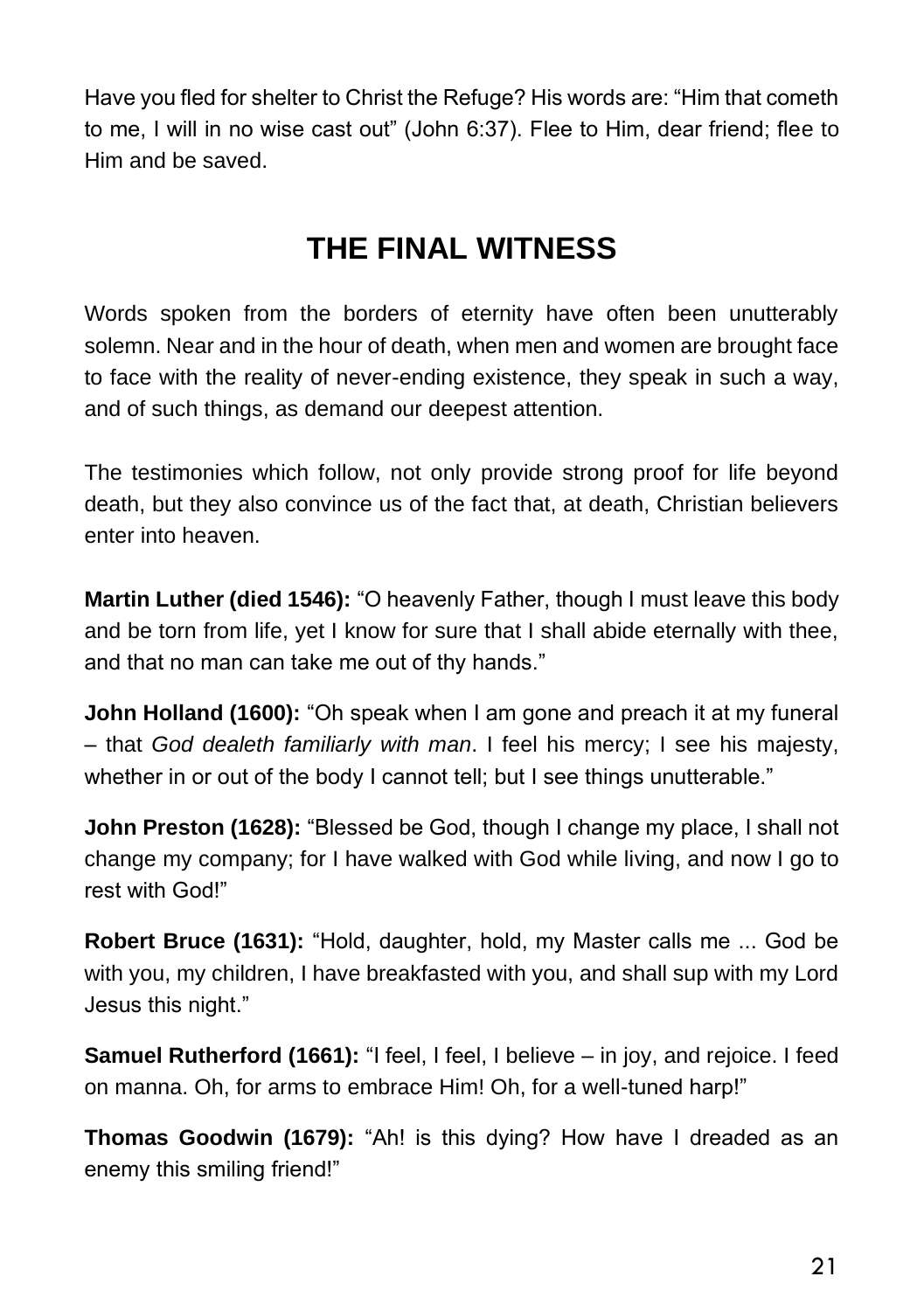Have you fled for shelter to Christ the Refuge? His words are: “Him that cometh to me, I will in no wise cast out” (John 6:37). Flee to Him, dear friend; flee to Him and be saved.

## THE FINAL WITNESS

Words spoken from the borders of eternity have often been unutterably solemn. Near and in the hour of death, when men and women are brought face to face with the reality of never-ending existence, they speak in such a way, and of such things, as demand our deepest attention.

The testimonies which follow, not only provide strong proof for life beyond death, but they also convince us of the fact that, at death, Christian believers enter into heaven.

**Martin Luther (died 1546):** “O heavenly Father, though I must leave this body and be torn from life, yet I know for sure that I shall abide eternally with thee, and that no man can take me out of thy hands.”

**John Holland (1600):** “Oh speak when I am gone and preach it at my funeral – that *God dealeth familiarly with man*. I feel his mercy; I see his majesty, whether in or out of the body I cannot tell; but I see things unutterable.”

**John Preston (1628):** “Blessed be God, though I change my place, I shall not change my company; for I have walked with God while living, and now I go to rest with God!”

**Robert Bruce (1631):** “Hold, daughter, hold, my Master calls me ... God be with you, my children, I have breakfasted with you, and shall sup with my Lord Jesus this night.”

**Samuel Rutherford (1661):** “I feel, I feel, I believe – in joy, and rejoice. I feed on manna. Oh, for arms to embrace Him! Oh, for a well-tuned harp!”

**Thomas Goodwin (1679):** “Ah! is this dying? How have I dreaded as an enemy this smiling friend!”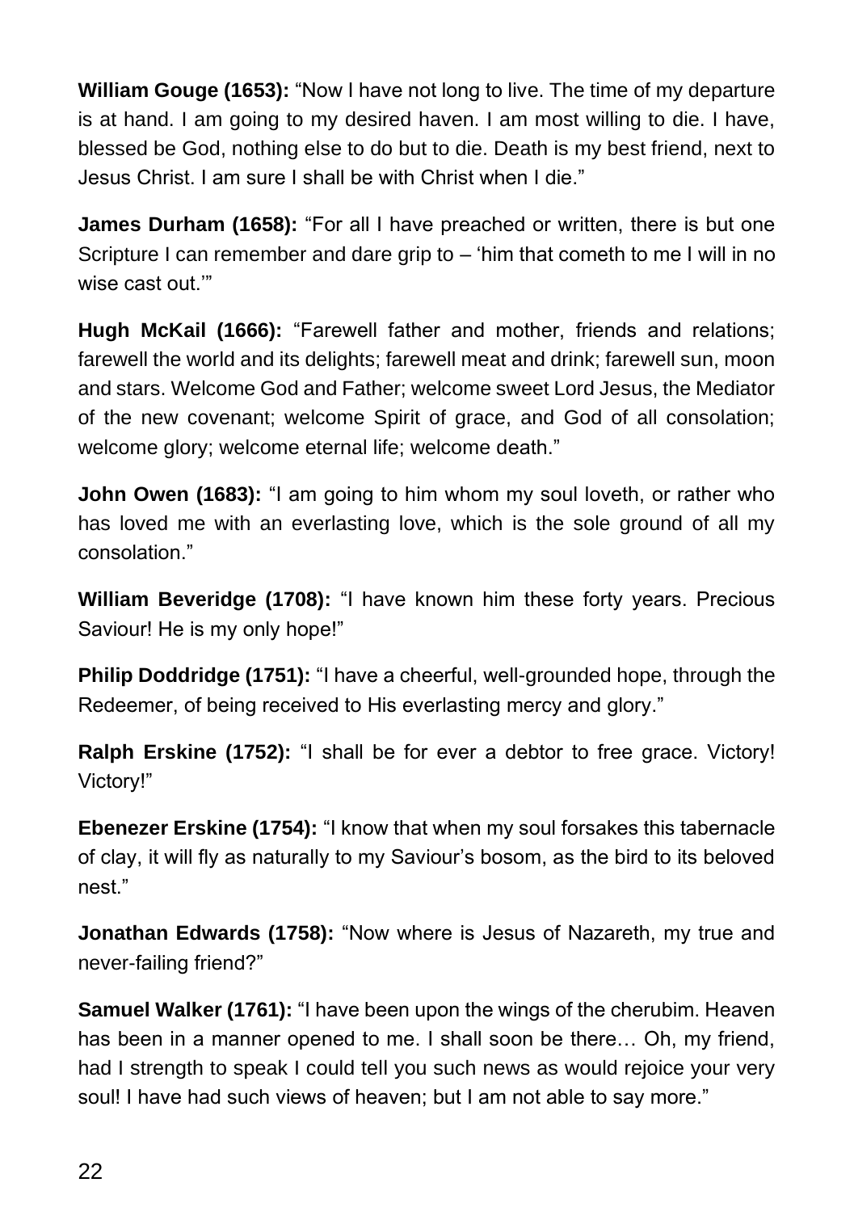**William Gouge (1653):** “Now I have not long to live. The time of my departure is at hand. I am going to my desired haven. I am most willing to die. I have, blessed be God, nothing else to do but to die. Death is my best friend, next to Jesus Christ. I am sure I shall be with Christ when I die.”

**James Durham (1658):** “For all I have preached or written, there is but one Scripture I can remember and dare grip to – ‘him that cometh to me I will in no wise cast out.’”

**Hugh McKail (1666):** “Farewell father and mother, friends and relations; farewell the world and its delights; farewell meat and drink; farewell sun, moon and stars. Welcome God and Father; welcome sweet Lord Jesus, the Mediator of the new covenant; welcome Spirit of grace, and God of all consolation; welcome glory; welcome eternal life; welcome death.”

**John Owen (1683):** “I am going to him whom my soul loveth, or rather who has loved me with an everlasting love, which is the sole ground of all my consolation.”

**William Beveridge (1708):** “I have known him these forty years. Precious Saviour! He is my only hope!”

**Philip Doddridge (1751):** “I have a cheerful, well-grounded hope, through the Redeemer, of being received to His everlasting mercy and glory.”

**Ralph Erskine (1752):** “I shall be for ever a debtor to free grace. Victory! Victory!”

**Ebenezer Erskine (1754):** “I know that when my soul forsakes this tabernacle of clay, it will fly as naturally to my Saviour’s bosom, as the bird to its beloved nest.”

**Jonathan Edwards (1758):** “Now where is Jesus of Nazareth, my true and never-failing friend?”

**Samuel Walker (1761):** “I have been upon the wings of the cherubim. Heaven has been in a manner opened to me. I shall soon be there… Oh, my friend, had I strength to speak I could tell you such news as would rejoice your very soul! I have had such views of heaven; but I am not able to say more.”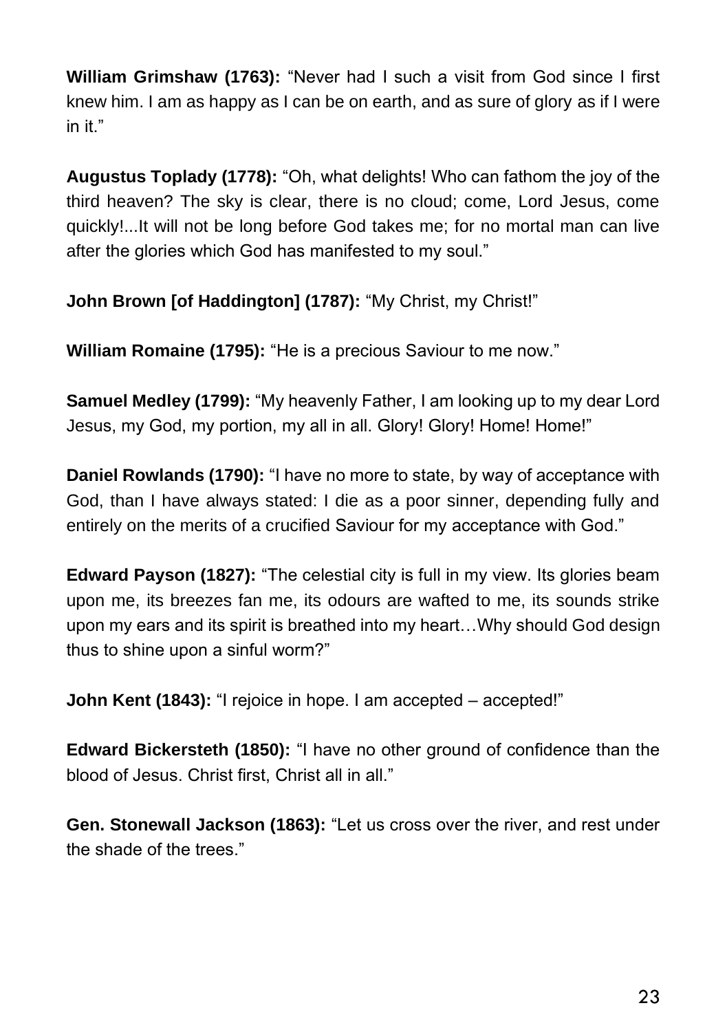**William Grimshaw (1763):** "Never had I such a visit from God since I first knew him. I am as happy as I can be on earth, and as sure of glory as if I were in it."

**Augustus Toplady (1778):** "Oh, what delights! Who can fathom the joy of the third heaven? The sky is clear, there is no cloud; come, Lord Jesus, come quickly!...It will not be long before God takes me; for no mortal man can live after the glories which God has manifested to my soul."

**John Brown [of Haddington] (1787):** "My Christ, my Christ!"

**William Romaine (1795):** "He is a precious Saviour to me now."

**Samuel Medley (1799):** "My heavenly Father, I am looking up to my dear Lord Jesus, my God, my portion, my all in all. Glory! Glory! Home! Home!"

**Daniel Rowlands (1790):** "I have no more to state, by way of acceptance with God, than I have always stated: I die as a poor sinner, depending fully and entirely on the merits of a crucified Saviour for my acceptance with God."

**Edward Payson (1827):** "The celestial city is full in my view. Its glories beam upon me, its breezes fan me, its odours are wafted to me, its sounds strike upon my ears and its spirit is breathed into my heart…Why should God design thus to shine upon a sinful worm?"

**John Kent (1843):** "I rejoice in hope. I am accepted – accepted!"

**Edward Bickersteth (1850):** "I have no other ground of confidence than the blood of Jesus. Christ first, Christ all in all."

**Gen. Stonewall Jackson (1863):** "Let us cross over the river, and rest under the shade of the trees."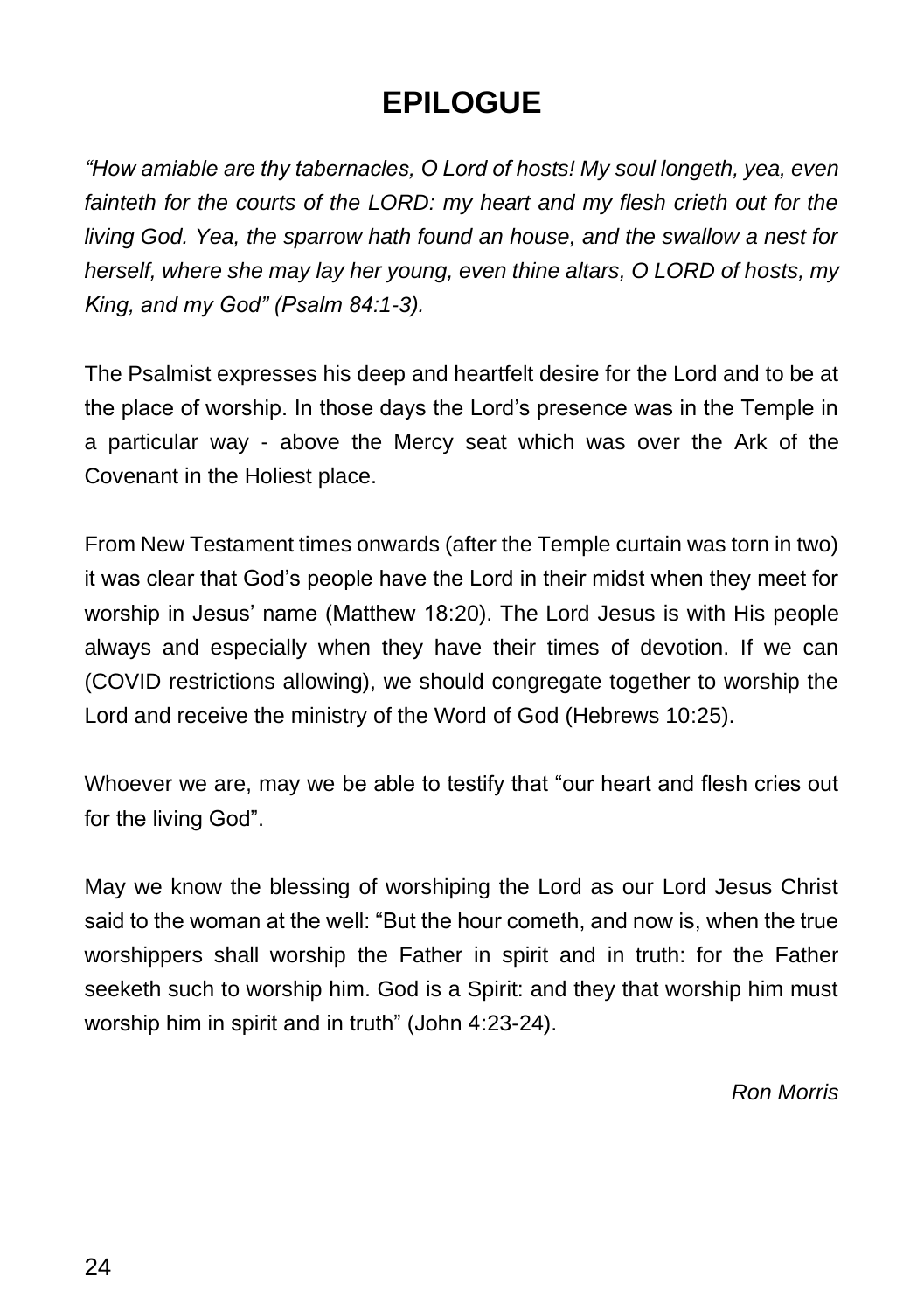# EPILOGUE

*"How amiable are thy tabernacles, O Lord of hosts! My soul longeth, yea, even fainteth for the courts of the LORD: my heart and my flesh crieth out for the living God. Yea, the sparrow hath found an house, and the swallow a nest for herself, where she may lay her young, even thine altars, O LORD of hosts, my King, and my God" (Psalm 84:1-3).*

The Psalmist expresses his deep and heartfelt desire for the Lord and to be at the place of worship. In those days the Lord's presence was in the Temple in a particular way - above the Mercy seat which was over the Ark of the Covenant in the Holiest place.

From New Testament times onwards (after the Temple curtain was torn in two) it was clear that God's people have the Lord in their midst when they meet for worship in Jesus' name (Matthew 18:20). The Lord Jesus is with His people always and especially when they have their times of devotion. If we can (COVID restrictions allowing), we should congregate together to worship the Lord and receive the ministry of the Word of God (Hebrews 10:25).

Whoever we are, may we be able to testify that "our heart and flesh cries out for the living God".

May we know the blessing of worshiping the Lord as our Lord Jesus Christ said to the woman at the well: "But the hour cometh, and now is, when the true worshippers shall worship the Father in spirit and in truth: for the Father seeketh such to worship him. God is a Spirit: and they that worship him must worship him in spirit and in truth" (John 4:23-24).

*Ron Morris*